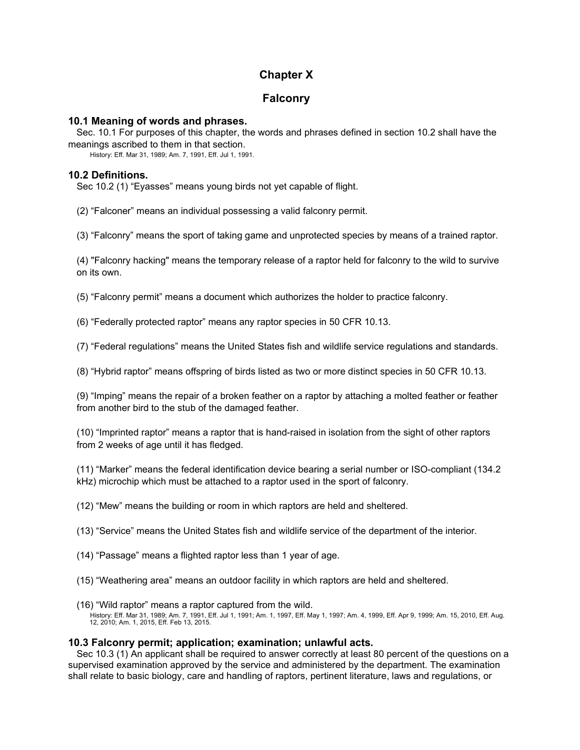# Chapter X

# Falconry

### 10.1 Meaning of words and phrases.

Sec. 10.1 For purposes of this chapter, the words and phrases defined in section 10.2 shall have the meanings ascribed to them in that section.

History: Eff. Mar 31, 1989; Am. 7, 1991, Eff. Jul 1, 1991.

### 10.2 Definitions.

Sec 10.2 (1) "Eyasses" means young birds not yet capable of flight.

(2) "Falconer" means an individual possessing a valid falconry permit.

(3) "Falconry" means the sport of taking game and unprotected species by means of a trained raptor.

(4) "Falconry hacking" means the temporary release of a raptor held for falconry to the wild to survive on its own.

(5) "Falconry permit" means a document which authorizes the holder to practice falconry.

(6) "Federally protected raptor" means any raptor species in 50 CFR 10.13.

(7) "Federal regulations" means the United States fish and wildlife service regulations and standards.

(8) "Hybrid raptor" means offspring of birds listed as two or more distinct species in 50 CFR 10.13.

(9) "Imping" means the repair of a broken feather on a raptor by attaching a molted feather or feather from another bird to the stub of the damaged feather.

(10) "Imprinted raptor" means a raptor that is hand-raised in isolation from the sight of other raptors from 2 weeks of age until it has fledged.

(11) "Marker" means the federal identification device bearing a serial number or ISO-compliant (134.2 kHz) microchip which must be attached to a raptor used in the sport of falconry.

(12) "Mew" means the building or room in which raptors are held and sheltered.

(13) "Service" means the United States fish and wildlife service of the department of the interior.

(14) "Passage" means a flighted raptor less than 1 year of age.

(15) "Weathering area" means an outdoor facility in which raptors are held and sheltered.

(16) "Wild raptor" means a raptor captured from the wild.

History: Eff. Mar 31, 1989; Am. 7, 1991, Eff. Jul 1, 1991; Am. 1, 1997, Eff. May 1, 1997; Am. 4, 1999, Eff. Apr 9, 1999; Am. 15, 2010, Eff. Aug. 12, 2010; Am. 1, 2015, Eff. Feb 13, 2015.

### 10.3 Falconry permit; application; examination; unlawful acts.

Sec 10.3 (1) An applicant shall be required to answer correctly at least 80 percent of the questions on a supervised examination approved by the service and administered by the department. The examination shall relate to basic biology, care and handling of raptors, pertinent literature, laws and regulations, or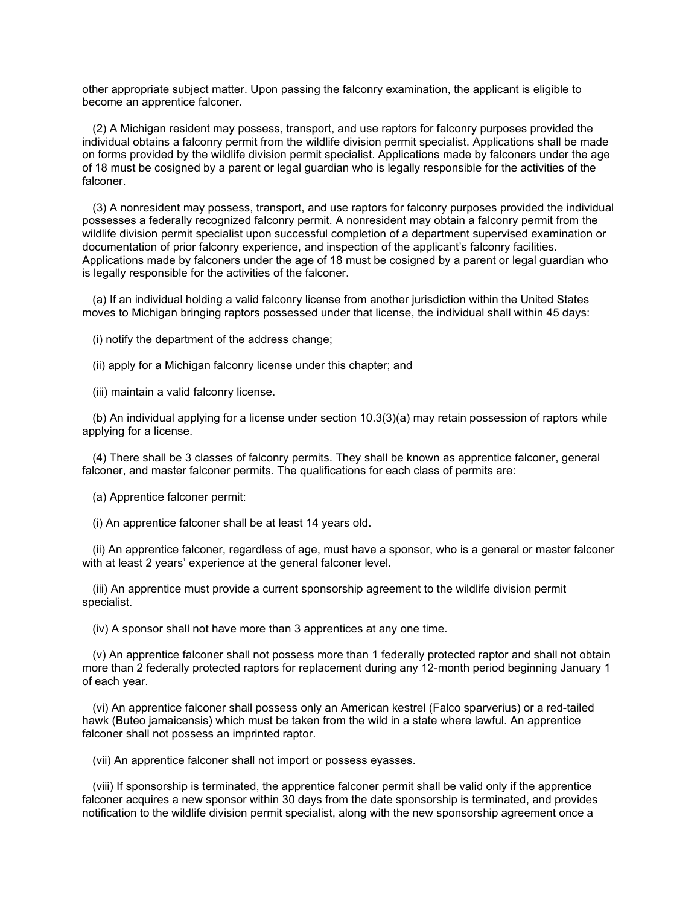other appropriate subject matter. Upon passing the falconry examination, the applicant is eligible to become an apprentice falconer.

(2) A Michigan resident may possess, transport, and use raptors for falconry purposes provided the individual obtains a falconry permit from the wildlife division permit specialist. Applications shall be made on forms provided by the wildlife division permit specialist. Applications made by falconers under the age of 18 must be cosigned by a parent or legal guardian who is legally responsible for the activities of the falconer.

(3) A nonresident may possess, transport, and use raptors for falconry purposes provided the individual possesses a federally recognized falconry permit. A nonresident may obtain a falconry permit from the wildlife division permit specialist upon successful completion of a department supervised examination or documentation of prior falconry experience, and inspection of the applicant's falconry facilities. Applications made by falconers under the age of 18 must be cosigned by a parent or legal guardian who is legally responsible for the activities of the falconer.

(a) If an individual holding a valid falconry license from another jurisdiction within the United States moves to Michigan bringing raptors possessed under that license, the individual shall within 45 days:

(i) notify the department of the address change;

(ii) apply for a Michigan falconry license under this chapter; and

(iii) maintain a valid falconry license.

(b) An individual applying for a license under section 10.3(3)(a) may retain possession of raptors while applying for a license.

(4) There shall be 3 classes of falconry permits. They shall be known as apprentice falconer, general falconer, and master falconer permits. The qualifications for each class of permits are:

(a) Apprentice falconer permit:

(i) An apprentice falconer shall be at least 14 years old.

(ii) An apprentice falconer, regardless of age, must have a sponsor, who is a general or master falconer with at least 2 years' experience at the general falconer level.

(iii) An apprentice must provide a current sponsorship agreement to the wildlife division permit specialist.

(iv) A sponsor shall not have more than 3 apprentices at any one time.

(v) An apprentice falconer shall not possess more than 1 federally protected raptor and shall not obtain more than 2 federally protected raptors for replacement during any 12-month period beginning January 1 of each year.

(vi) An apprentice falconer shall possess only an American kestrel (Falco sparverius) or a red-tailed hawk (Buteo jamaicensis) which must be taken from the wild in a state where lawful. An apprentice falconer shall not possess an imprinted raptor.

(vii) An apprentice falconer shall not import or possess eyasses.

(viii) If sponsorship is terminated, the apprentice falconer permit shall be valid only if the apprentice falconer acquires a new sponsor within 30 days from the date sponsorship is terminated, and provides notification to the wildlife division permit specialist, along with the new sponsorship agreement once a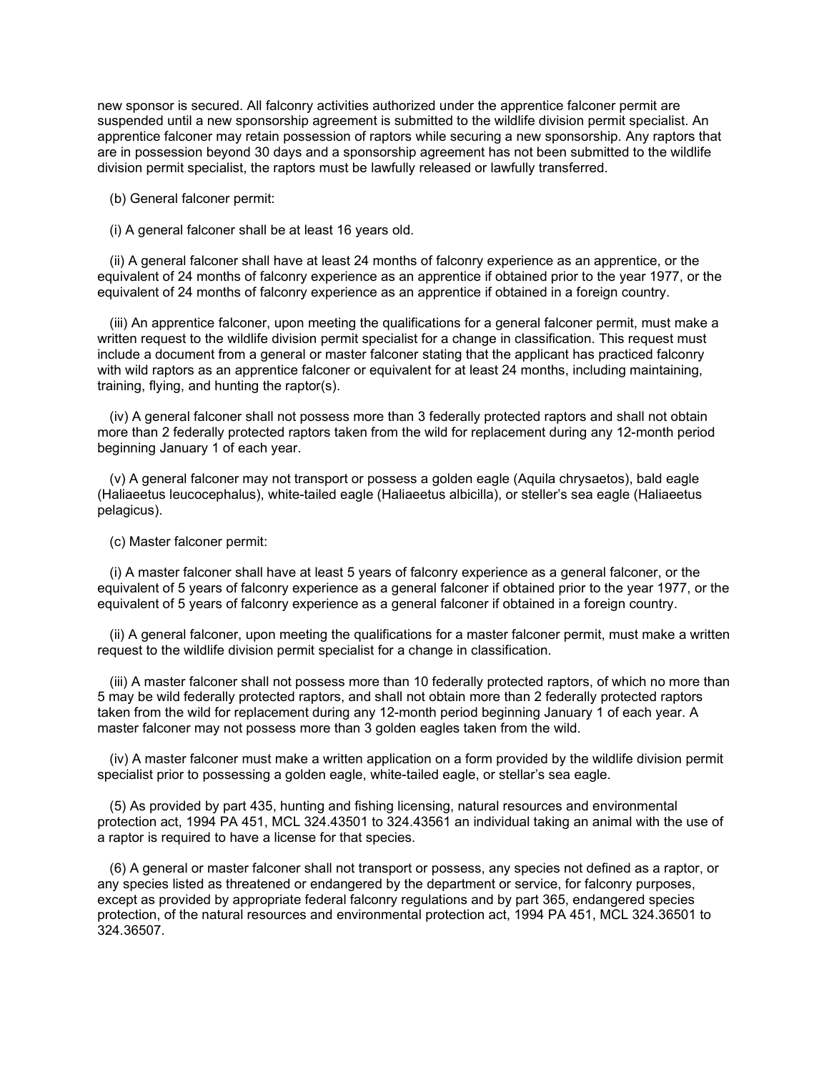new sponsor is secured. All falconry activities authorized under the apprentice falconer permit are suspended until a new sponsorship agreement is submitted to the wildlife division permit specialist. An apprentice falconer may retain possession of raptors while securing a new sponsorship. Any raptors that are in possession beyond 30 days and a sponsorship agreement has not been submitted to the wildlife division permit specialist, the raptors must be lawfully released or lawfully transferred.

(b) General falconer permit:

(i) A general falconer shall be at least 16 years old.

(ii) A general falconer shall have at least 24 months of falconry experience as an apprentice, or the equivalent of 24 months of falconry experience as an apprentice if obtained prior to the year 1977, or the equivalent of 24 months of falconry experience as an apprentice if obtained in a foreign country.

(iii) An apprentice falconer, upon meeting the qualifications for a general falconer permit, must make a written request to the wildlife division permit specialist for a change in classification. This request must include a document from a general or master falconer stating that the applicant has practiced falconry with wild raptors as an apprentice falconer or equivalent for at least 24 months, including maintaining, training, flying, and hunting the raptor(s).

(iv) A general falconer shall not possess more than 3 federally protected raptors and shall not obtain more than 2 federally protected raptors taken from the wild for replacement during any 12-month period beginning January 1 of each year.

(v) A general falconer may not transport or possess a golden eagle (Aquila chrysaetos), bald eagle (Haliaeetus leucocephalus), white-tailed eagle (Haliaeetus albicilla), or steller's sea eagle (Haliaeetus pelagicus).

(c) Master falconer permit:

(i) A master falconer shall have at least 5 years of falconry experience as a general falconer, or the equivalent of 5 years of falconry experience as a general falconer if obtained prior to the year 1977, or the equivalent of 5 years of falconry experience as a general falconer if obtained in a foreign country.

(ii) A general falconer, upon meeting the qualifications for a master falconer permit, must make a written request to the wildlife division permit specialist for a change in classification.

(iii) A master falconer shall not possess more than 10 federally protected raptors, of which no more than 5 may be wild federally protected raptors, and shall not obtain more than 2 federally protected raptors taken from the wild for replacement during any 12-month period beginning January 1 of each year. A master falconer may not possess more than 3 golden eagles taken from the wild.

(iv) A master falconer must make a written application on a form provided by the wildlife division permit specialist prior to possessing a golden eagle, white-tailed eagle, or stellar's sea eagle.

(5) As provided by part 435, hunting and fishing licensing, natural resources and environmental protection act, 1994 PA 451, MCL 324.43501 to 324.43561 an individual taking an animal with the use of a raptor is required to have a license for that species.

(6) A general or master falconer shall not transport or possess, any species not defined as a raptor, or any species listed as threatened or endangered by the department or service, for falconry purposes, except as provided by appropriate federal falconry regulations and by part 365, endangered species protection, of the natural resources and environmental protection act, 1994 PA 451, MCL 324.36501 to 324.36507.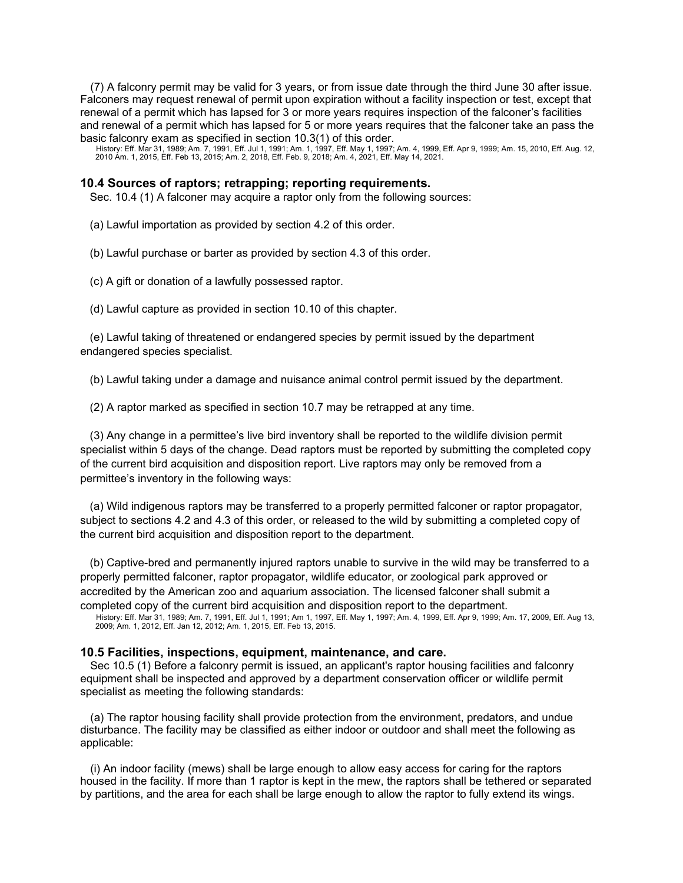(7) A falconry permit may be valid for 3 years, or from issue date through the third June 30 after issue. Falconers may request renewal of permit upon expiration without a facility inspection or test, except that renewal of a permit which has lapsed for 3 or more years requires inspection of the falconer's facilities and renewal of a permit which has lapsed for 5 or more years requires that the falconer take an pass the basic falconry exam as specified in section 10.3(1) of this order.

History: Eff. Mar 31, 1989; Am. 7, 1991, Eff. Jul 1, 1991; Am. 1, 1997, Eff. May 1, 1997; Am. 4, 1999, Eff. Apr 9, 1999; Am. 15, 2010, Eff. Aug. 12, 2010 Am. 1, 2015, Eff. Feb 13, 2015; Am. 2, 2018, Eff. Feb. 9, 2018; Am. 4, 2021, Eff. May 14, 2021.

### 10.4 Sources of raptors; retrapping; reporting requirements.

Sec. 10.4 (1) A falconer may acquire a raptor only from the following sources:

(a) Lawful importation as provided by section 4.2 of this order.

(b) Lawful purchase or barter as provided by section 4.3 of this order.

(c) A gift or donation of a lawfully possessed raptor.

(d) Lawful capture as provided in section 10.10 of this chapter.

(e) Lawful taking of threatened or endangered species by permit issued by the department endangered species specialist.

(b) Lawful taking under a damage and nuisance animal control permit issued by the department.

(2) A raptor marked as specified in section 10.7 may be retrapped at any time.

(3) Any change in a permittee's live bird inventory shall be reported to the wildlife division permit specialist within 5 days of the change. Dead raptors must be reported by submitting the completed copy of the current bird acquisition and disposition report. Live raptors may only be removed from a permittee's inventory in the following ways:

(a) Wild indigenous raptors may be transferred to a properly permitted falconer or raptor propagator, subject to sections 4.2 and 4.3 of this order, or released to the wild by submitting a completed copy of the current bird acquisition and disposition report to the department.

(b) Captive-bred and permanently injured raptors unable to survive in the wild may be transferred to a properly permitted falconer, raptor propagator, wildlife educator, or zoological park approved or accredited by the American zoo and aquarium association. The licensed falconer shall submit a completed copy of the current bird acquisition and disposition report to the department.

History: Eff. Mar 31, 1989; Am. 7, 1991, Eff. Jul 1, 1991; Am 1, 1997, Eff. May 1, 1997; Am. 4, 1999, Eff. Apr 9, 1999; Am. 17, 2009, Eff. Aug 13, 2009; Am. 1, 2012, Eff. Jan 12, 2012; Am. 1, 2015, Eff. Feb 13, 2015.

### 10.5 Facilities, inspections, equipment, maintenance, and care.

Sec 10.5 (1) Before a falconry permit is issued, an applicant's raptor housing facilities and falconry equipment shall be inspected and approved by a department conservation officer or wildlife permit specialist as meeting the following standards:

(a) The raptor housing facility shall provide protection from the environment, predators, and undue disturbance. The facility may be classified as either indoor or outdoor and shall meet the following as applicable:

(i) An indoor facility (mews) shall be large enough to allow easy access for caring for the raptors housed in the facility. If more than 1 raptor is kept in the mew, the raptors shall be tethered or separated by partitions, and the area for each shall be large enough to allow the raptor to fully extend its wings.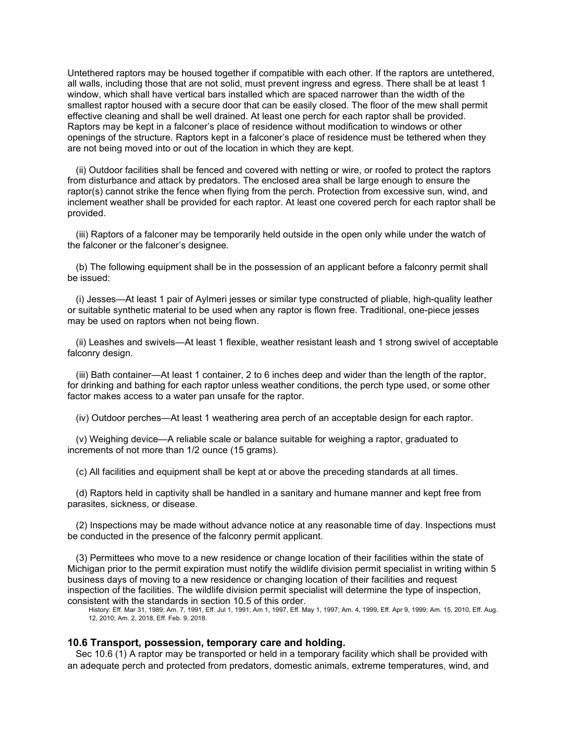Untethered raptors may be housed together if compatible with each other. If the raptors are untethered, all walls, including those that are not solid, must prevent ingress and egress. There shall be at least 1 window, which shall have vertical bars installed which are spaced narrower than the width of the smallest raptor housed with a secure door that can be easily closed. The floor of the mew shall permit effective cleaning and shall be well drained. At least one perch for each raptor shall be provided. Raptors may be kept in a falconer's place of residence without modification to windows or other openings of the structure. Raptors kept in a falconer's place of residence must be tethered when they are not being moved into or out of the location in which they are kept.

(ii) Outdoor facilities shall be fenced and covered with netting or wire, or roofed to protect the raptors from disturbance and attack by predators. The enclosed area shall be large enough to ensure the raptor(s) cannot strike the fence when flying from the perch. Protection from excessive sun, wind, and inclement weather shall be provided for each raptor. At least one covered perch for each raptor shall be provided.

(iii) Raptors of a falconer may be temporarily held outside in the open only while under the watch of the falconer or the falconer's designee.

(b) The following equipment shall be in the possession of an applicant before a falconry permit shall be issued:

(i) Jesses—At least 1 pair of Aylmeri jesses or similar type constructed of pliable, high-quality leather or suitable synthetic material to be used when any raptor is flown free. Traditional, one-piece jesses may be used on raptors when not being flown.

(ii) Leashes and swivels—At least 1 flexible, weather resistant leash and 1 strong swivel of acceptable falconry design.

(iii) Bath container—At least 1 container, 2 to 6 inches deep and wider than the length of the raptor, for drinking and bathing for each raptor unless weather conditions, the perch type used, or some other factor makes access to a water pan unsafe for the raptor.

(iv) Outdoor perches—At least 1 weathering area perch of an acceptable design for each raptor.

(v) Weighing device—A reliable scale or balance suitable for weighing a raptor, graduated to increments of not more than 1/2 ounce (15 grams).

(c) All facilities and equipment shall be kept at or above the preceding standards at all times.

(d) Raptors held in captivity shall be handled in a sanitary and humane manner and kept free from parasites, sickness, or disease.

(2) Inspections may be made without advance notice at any reasonable time of day. Inspections must be conducted in the presence of the falconry permit applicant.

(3) Permittees who move to a new residence or change location of their facilities within the state of Michigan prior to the permit expiration must notify the wildlife division permit specialist in writing within 5 business days of moving to a new residence or changing location of their facilities and request inspection of the facilities. The wildlife division permit specialist will determine the type of inspection, consistent with the standards in section 10.5 of this order.

History: Eff. Mar 31, 1989; Am. 7, 1991, Eff. Jul 1, 1991; Am 1, 1997, Eff. May 1, 1997; Am. 4, 1999, Eff. Apr 9, 1999; Am. 15, 2010, Eff. Aug. 12, 2010; Am. 2, 2018, Eff. Feb. 9, 2018.

### 10.6 Transport, possession, temporary care and holding.

Sec 10.6 (1) A raptor may be transported or held in a temporary facility which shall be provided with an adequate perch and protected from predators, domestic animals, extreme temperatures, wind, and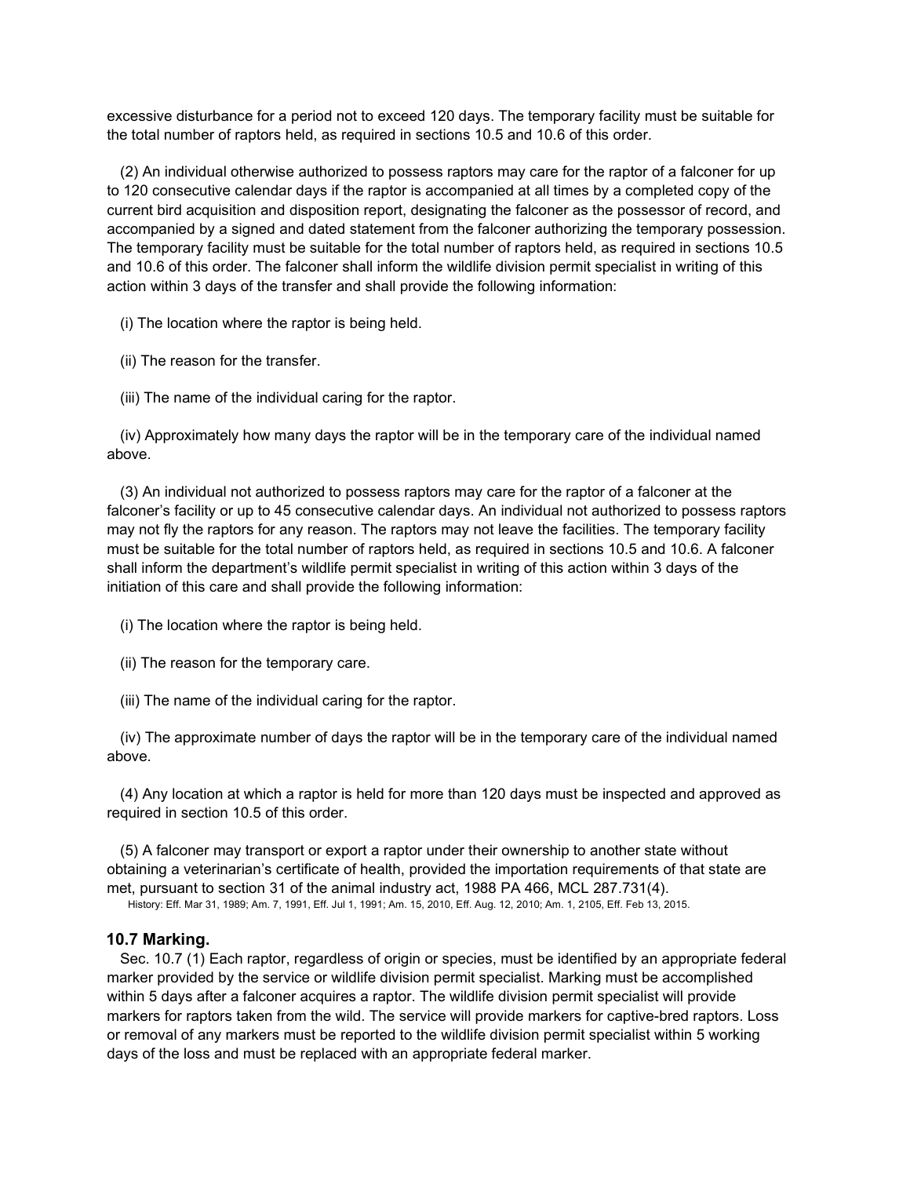excessive disturbance for a period not to exceed 120 days. The temporary facility must be suitable for the total number of raptors held, as required in sections 10.5 and 10.6 of this order.

(2) An individual otherwise authorized to possess raptors may care for the raptor of a falconer for up to 120 consecutive calendar days if the raptor is accompanied at all times by a completed copy of the current bird acquisition and disposition report, designating the falconer as the possessor of record, and accompanied by a signed and dated statement from the falconer authorizing the temporary possession. The temporary facility must be suitable for the total number of raptors held, as required in sections 10.5 and 10.6 of this order. The falconer shall inform the wildlife division permit specialist in writing of this action within 3 days of the transfer and shall provide the following information:

(i) The location where the raptor is being held.

(ii) The reason for the transfer.

(iii) The name of the individual caring for the raptor.

(iv) Approximately how many days the raptor will be in the temporary care of the individual named above.

(3) An individual not authorized to possess raptors may care for the raptor of a falconer at the falconer's facility or up to 45 consecutive calendar days. An individual not authorized to possess raptors may not fly the raptors for any reason. The raptors may not leave the facilities. The temporary facility must be suitable for the total number of raptors held, as required in sections 10.5 and 10.6. A falconer shall inform the department's wildlife permit specialist in writing of this action within 3 days of the initiation of this care and shall provide the following information:

(i) The location where the raptor is being held.

(ii) The reason for the temporary care.

(iii) The name of the individual caring for the raptor.

(iv) The approximate number of days the raptor will be in the temporary care of the individual named above.

(4) Any location at which a raptor is held for more than 120 days must be inspected and approved as required in section 10.5 of this order.

(5) A falconer may transport or export a raptor under their ownership to another state without obtaining a veterinarian's certificate of health, provided the importation requirements of that state are met, pursuant to section 31 of the animal industry act, 1988 PA 466, MCL 287.731(4).

History: Eff. Mar 31, 1989; Am. 7, 1991, Eff. Jul 1, 1991; Am. 15, 2010, Eff. Aug. 12, 2010; Am. 1, 2105, Eff. Feb 13, 2015.

### 10.7 Marking.

Sec. 10.7 (1) Each raptor, regardless of origin or species, must be identified by an appropriate federal marker provided by the service or wildlife division permit specialist. Marking must be accomplished within 5 days after a falconer acquires a raptor. The wildlife division permit specialist will provide markers for raptors taken from the wild. The service will provide markers for captive-bred raptors. Loss or removal of any markers must be reported to the wildlife division permit specialist within 5 working days of the loss and must be replaced with an appropriate federal marker.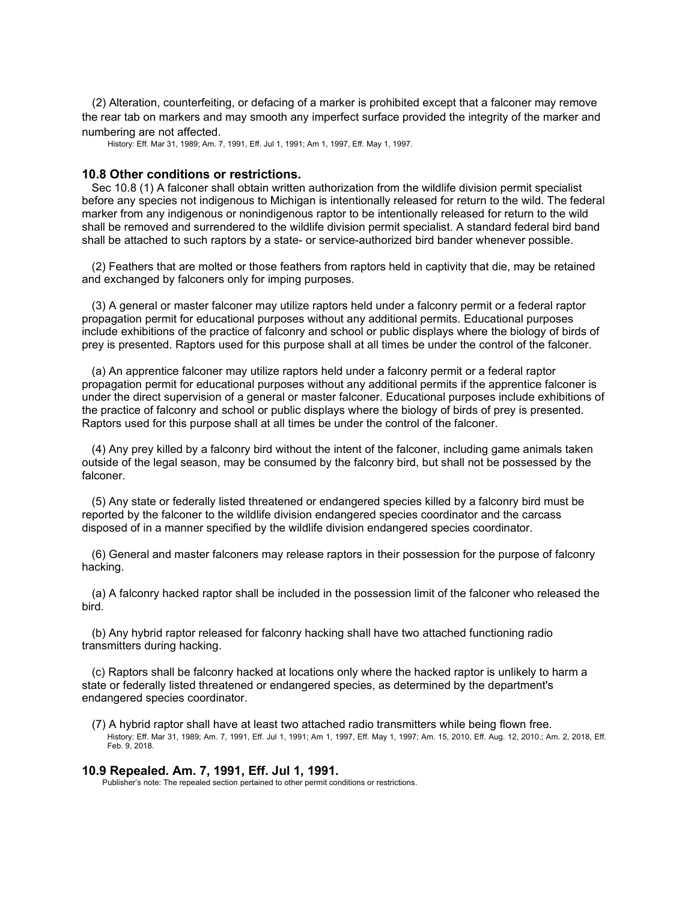(2) Alteration, counterfeiting, or defacing of a marker is prohibited except that a falconer may remove the rear tab on markers and may smooth any imperfect surface provided the integrity of the marker and numbering are not affected.

History: Eff. Mar 31, 1989; Am. 7, 1991, Eff. Jul 1, 1991; Am 1, 1997, Eff. May 1, 1997.

### 10.8 Other conditions or restrictions.

Sec 10.8 (1) A falconer shall obtain written authorization from the wildlife division permit specialist before any species not indigenous to Michigan is intentionally released for return to the wild. The federal marker from any indigenous or nonindigenous raptor to be intentionally released for return to the wild shall be removed and surrendered to the wildlife division permit specialist. A standard federal bird band shall be attached to such raptors by a state- or service-authorized bird bander whenever possible.

(2) Feathers that are molted or those feathers from raptors held in captivity that die, may be retained and exchanged by falconers only for imping purposes.

(3) A general or master falconer may utilize raptors held under a falconry permit or a federal raptor propagation permit for educational purposes without any additional permits. Educational purposes include exhibitions of the practice of falconry and school or public displays where the biology of birds of prey is presented. Raptors used for this purpose shall at all times be under the control of the falconer.

(a) An apprentice falconer may utilize raptors held under a falconry permit or a federal raptor propagation permit for educational purposes without any additional permits if the apprentice falconer is under the direct supervision of a general or master falconer. Educational purposes include exhibitions of the practice of falconry and school or public displays where the biology of birds of prey is presented. Raptors used for this purpose shall at all times be under the control of the falconer.

(4) Any prey killed by a falconry bird without the intent of the falconer, including game animals taken outside of the legal season, may be consumed by the falconry bird, but shall not be possessed by the falconer.

(5) Any state or federally listed threatened or endangered species killed by a falconry bird must be reported by the falconer to the wildlife division endangered species coordinator and the carcass disposed of in a manner specified by the wildlife division endangered species coordinator.

(6) General and master falconers may release raptors in their possession for the purpose of falconry hacking.

(a) A falconry hacked raptor shall be included in the possession limit of the falconer who released the bird.

(b) Any hybrid raptor released for falconry hacking shall have two attached functioning radio transmitters during hacking.

(c) Raptors shall be falconry hacked at locations only where the hacked raptor is unlikely to harm a state or federally listed threatened or endangered species, as determined by the department's endangered species coordinator.

(7) A hybrid raptor shall have at least two attached radio transmitters while being flown free.

History: Eff. Mar 31, 1989; Am. 7, 1991, Eff. Jul 1, 1991; Am 1, 1997, Eff. May 1, 1997; Am. 15, 2010, Eff. Aug. 12, 2010.; Am. 2, 2018, Eff. Feb. 9, 2018.

### 10.9 Repealed. Am. 7, 1991, Eff. Jul 1, 1991.

Publisher's note: The repealed section pertained to other permit conditions or restrictions.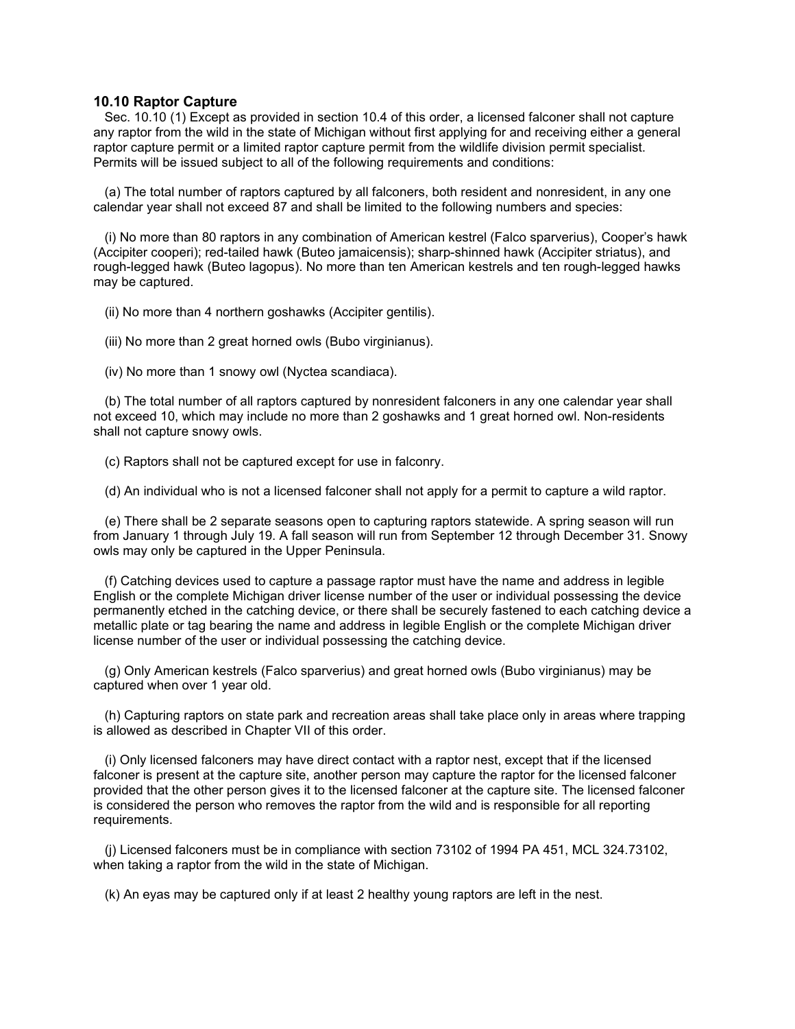### 10.10 Raptor Capture

Sec. 10.10 (1) Except as provided in section 10.4 of this order, a licensed falconer shall not capture any raptor from the wild in the state of Michigan without first applying for and receiving either a general raptor capture permit or a limited raptor capture permit from the wildlife division permit specialist. Permits will be issued subject to all of the following requirements and conditions:

(a) The total number of raptors captured by all falconers, both resident and nonresident, in any one calendar year shall not exceed 87 and shall be limited to the following numbers and species:

(i) No more than 80 raptors in any combination of American kestrel (Falco sparverius), Cooper's hawk (Accipiter cooperi); red-tailed hawk (Buteo jamaicensis); sharp-shinned hawk (Accipiter striatus), and rough-legged hawk (Buteo lagopus). No more than ten American kestrels and ten rough-legged hawks may be captured.

(ii) No more than 4 northern goshawks (Accipiter gentilis).

(iii) No more than 2 great horned owls (Bubo virginianus).

(iv) No more than 1 snowy owl (Nyctea scandiaca).

(b) The total number of all raptors captured by nonresident falconers in any one calendar year shall not exceed 10, which may include no more than 2 goshawks and 1 great horned owl. Non-residents shall not capture snowy owls.

(c) Raptors shall not be captured except for use in falconry.

(d) An individual who is not a licensed falconer shall not apply for a permit to capture a wild raptor.

(e) There shall be 2 separate seasons open to capturing raptors statewide. A spring season will run from January 1 through July 19. A fall season will run from September 12 through December 31. Snowy owls may only be captured in the Upper Peninsula.

(f) Catching devices used to capture a passage raptor must have the name and address in legible English or the complete Michigan driver license number of the user or individual possessing the device permanently etched in the catching device, or there shall be securely fastened to each catching device a metallic plate or tag bearing the name and address in legible English or the complete Michigan driver license number of the user or individual possessing the catching device.

(g) Only American kestrels (Falco sparverius) and great horned owls (Bubo virginianus) may be captured when over 1 year old.

(h) Capturing raptors on state park and recreation areas shall take place only in areas where trapping is allowed as described in Chapter VII of this order.

(i) Only licensed falconers may have direct contact with a raptor nest, except that if the licensed falconer is present at the capture site, another person may capture the raptor for the licensed falconer provided that the other person gives it to the licensed falconer at the capture site. The licensed falconer is considered the person who removes the raptor from the wild and is responsible for all reporting requirements.

(j) Licensed falconers must be in compliance with section 73102 of 1994 PA 451, MCL 324.73102, when taking a raptor from the wild in the state of Michigan.

(k) An eyas may be captured only if at least 2 healthy young raptors are left in the nest.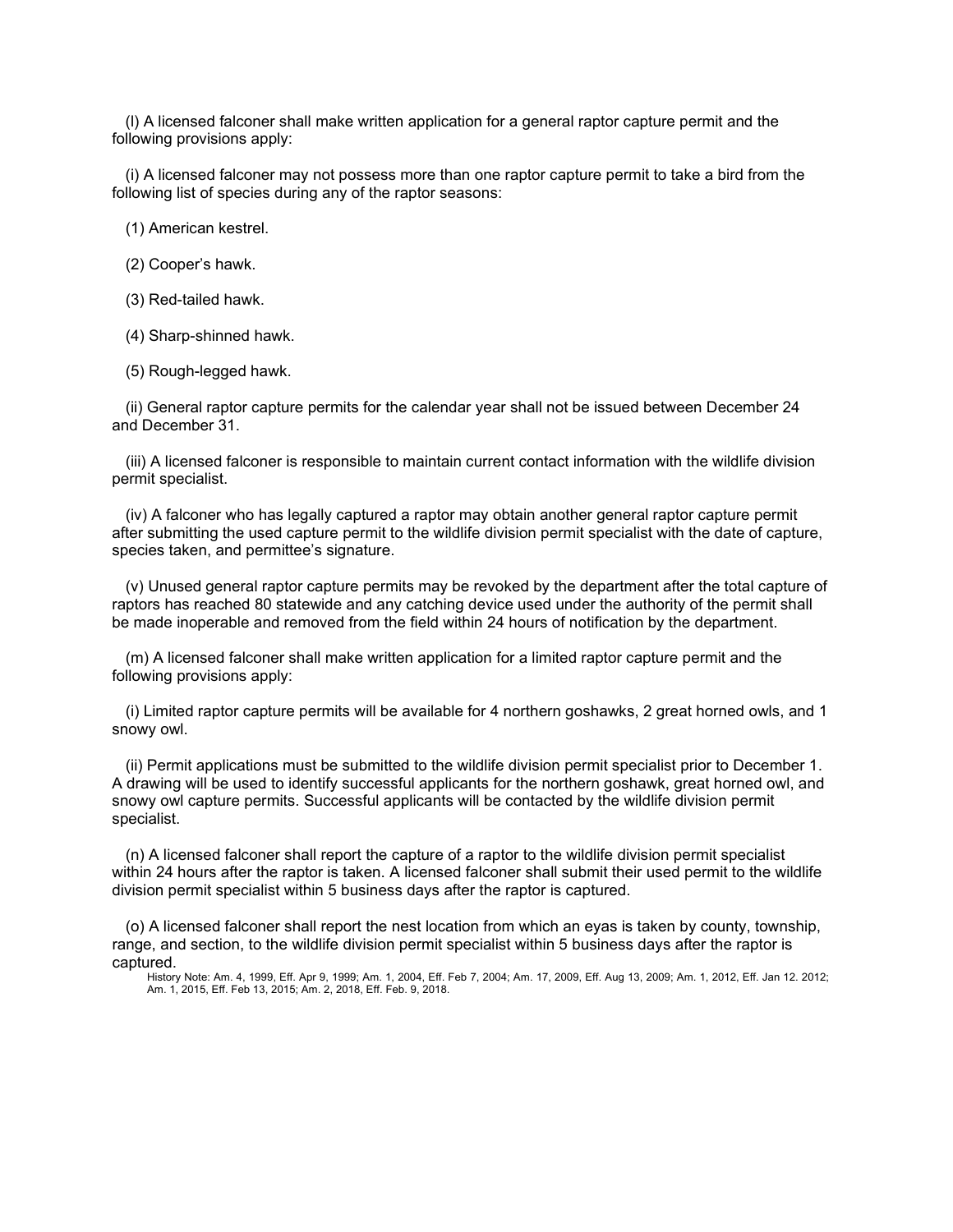(l) A licensed falconer shall make written application for a general raptor capture permit and the following provisions apply:

(i) A licensed falconer may not possess more than one raptor capture permit to take a bird from the following list of species during any of the raptor seasons:

(1) American kestrel.

(2) Cooper's hawk.

(3) Red-tailed hawk.

(4) Sharp-shinned hawk.

(5) Rough-legged hawk.

(ii) General raptor capture permits for the calendar year shall not be issued between December 24 and December 31.

(iii) A licensed falconer is responsible to maintain current contact information with the wildlife division permit specialist.

(iv) A falconer who has legally captured a raptor may obtain another general raptor capture permit after submitting the used capture permit to the wildlife division permit specialist with the date of capture, species taken, and permittee's signature.

(v) Unused general raptor capture permits may be revoked by the department after the total capture of raptors has reached 80 statewide and any catching device used under the authority of the permit shall be made inoperable and removed from the field within 24 hours of notification by the department.

(m) A licensed falconer shall make written application for a limited raptor capture permit and the following provisions apply:

(i) Limited raptor capture permits will be available for 4 northern goshawks, 2 great horned owls, and 1 snowy owl.

(ii) Permit applications must be submitted to the wildlife division permit specialist prior to December 1. A drawing will be used to identify successful applicants for the northern goshawk, great horned owl, and snowy owl capture permits. Successful applicants will be contacted by the wildlife division permit specialist.

(n) A licensed falconer shall report the capture of a raptor to the wildlife division permit specialist within 24 hours after the raptor is taken. A licensed falconer shall submit their used permit to the wildlife division permit specialist within 5 business days after the raptor is captured.

(o) A licensed falconer shall report the nest location from which an eyas is taken by county, township, range, and section, to the wildlife division permit specialist within 5 business days after the raptor is captured.

History Note: Am. 4, 1999, Eff. Apr 9, 1999; Am. 1, 2004, Eff. Feb 7, 2004; Am. 17, 2009, Eff. Aug 13, 2009; Am. 1, 2012, Eff. Jan 12. 2012; Am. 1, 2015, Eff. Feb 13, 2015; Am. 2, 2018, Eff. Feb. 9, 2018.